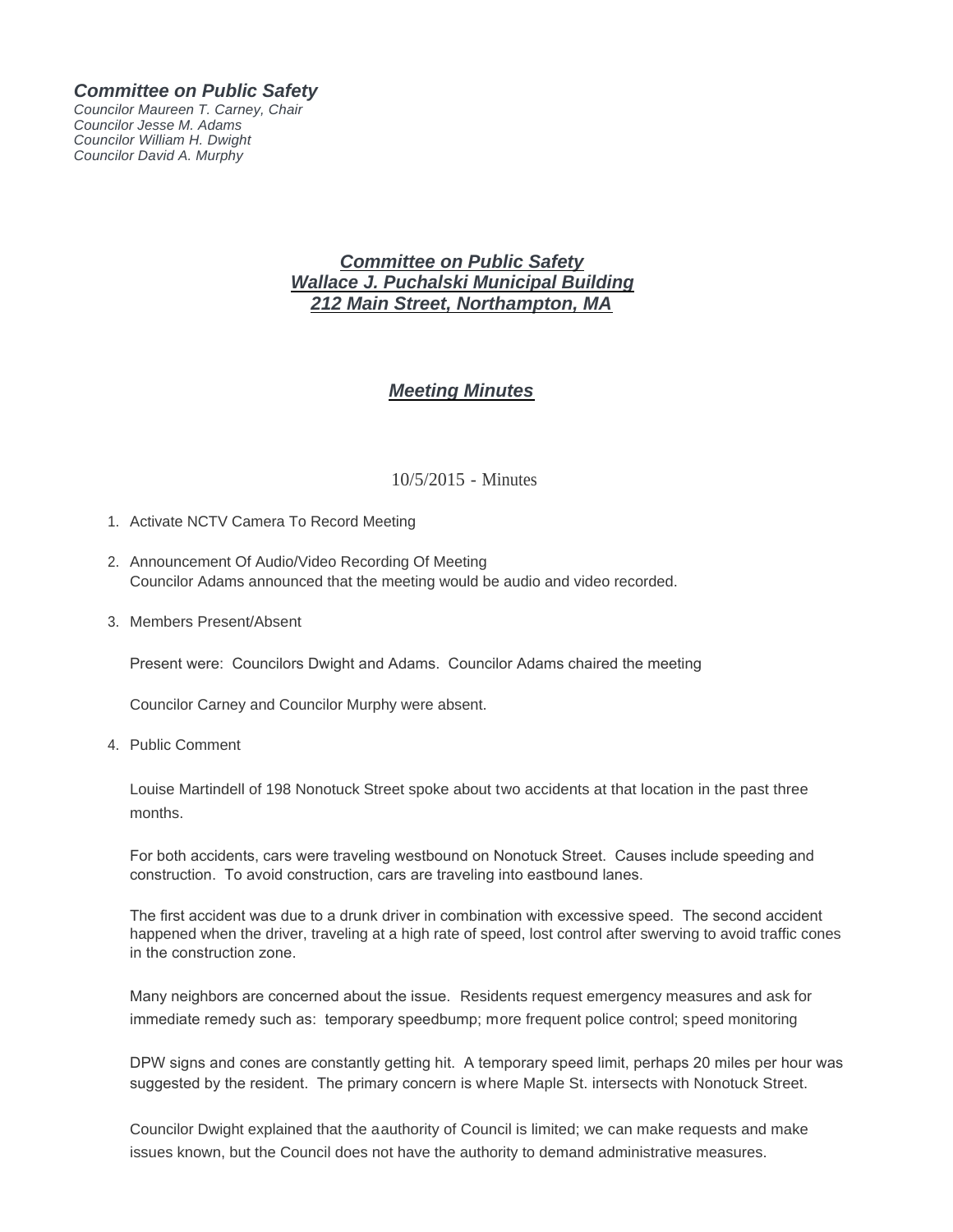***Committee on Public Safety***

*Councilor Maureen T. Carney, Chair*
*Councilor Jesse M. Adams*
*Councilor William H. Dwight*
*Councilor David A. Murphy*

## ***Committee on Public Safety***
## ***Wallace J. Puchalski Municipal Building***
## ***212 Main Street, Northampton, MA***

## ***Meeting Minutes***

10/5/2015 - Minutes

1. Activate NCTV Camera To Record Meeting

2. Announcement Of Audio/Video Recording Of Meeting
   Councilor Adams announced that the meeting would be audio and video recorded.

3. Members Present/Absent

   Present were: Councilors Dwight and Adams. Councilor Adams chaired the meeting

   Councilor Carney and Councilor Murphy were absent.

4. Public Comment

   Louise Martindell of 198 Nonotuck Street spoke about two accidents at that location in the past three months.

   For both accidents, cars were traveling westbound on Nonotuck Street. Causes include speeding and construction. To avoid construction, cars are traveling into eastbound lanes.

   The first accident was due to a drunk driver in combination with excessive speed. The second accident happened when the driver, traveling at a high rate of speed, lost control after swerving to avoid traffic cones in the construction zone.

   Many neighbors are concerned about the issue. Residents request emergency measures and ask for immediate remedy such as: temporary speedbump; more frequent police control; speed monitoring

   DPW signs and cones are constantly getting hit. A temporary speed limit, perhaps 20 miles per hour was suggested by the resident. The primary concern is where Maple St. intersects with Nonotuck Street.

   Councilor Dwight explained that the aauthority of Council is limited; we can make requests and make issues known, but the Council does not have the authority to demand administrative measures.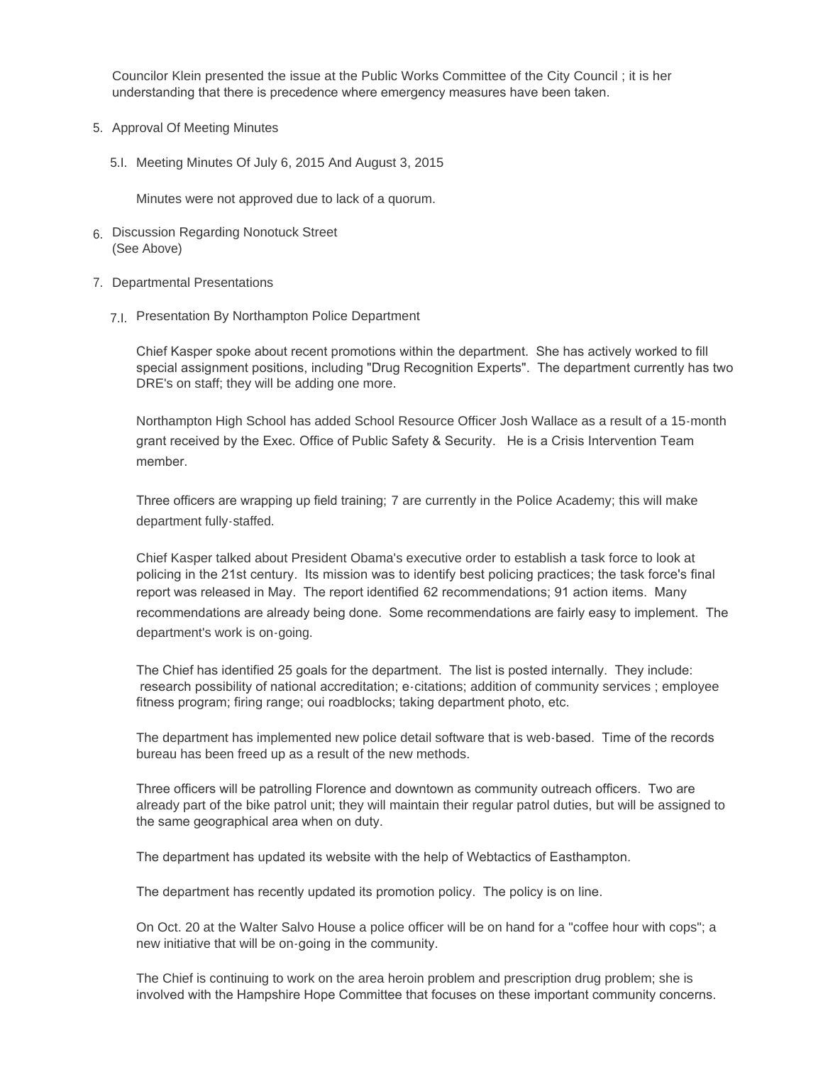Councilor Klein presented the issue at the Public Works Committee of the City Council ; it is her understanding that there is precedence where emergency measures have been taken.

5. Approval Of Meeting Minutes

   5.I. Meeting Minutes Of July 6, 2015 And August 3, 2015

   Minutes were not approved due to lack of a quorum.

6. Discussion Regarding Nonotuck Street
   (See Above)

7. Departmental Presentations

   7.I. Presentation By Northampton Police Department

   Chief Kasper spoke about recent promotions within the department. She has actively worked to fill special assignment positions, including "Drug Recognition Experts". The department currently has two DRE's on staff; they will be adding one more.

   Northampton High School has added School Resource Officer Josh Wallace as a result of a 15-month grant received by the Exec. Office of Public Safety & Security. He is a Crisis Intervention Team member.

   Three officers are wrapping up field training; 7 are currently in the Police Academy; this will make department fully-staffed.

   Chief Kasper talked about President Obama's executive order to establish a task force to look at policing in the 21st century. Its mission was to identify best policing practices; the task force's final report was released in May. The report identified 62 recommendations; 91 action items. Many recommendations are already being done. Some recommendations are fairly easy to implement. The department's work is on-going.

   The Chief has identified 25 goals for the department. The list is posted internally. They include: research possibility of national accreditation; e-citations; addition of community services ; employee fitness program; firing range; oui roadblocks; taking department photo, etc.

   The department has implemented new police detail software that is web-based. Time of the records bureau has been freed up as a result of the new methods.

   Three officers will be patrolling Florence and downtown as community outreach officers. Two are already part of the bike patrol unit; they will maintain their regular patrol duties, but will be assigned to the same geographical area when on duty.

   The department has updated its website with the help of Webtactics of Easthampton.

   The department has recently updated its promotion policy. The policy is on line.

   On Oct. 20 at the Walter Salvo House a police officer will be on hand for a "coffee hour with cops"; a new initiative that will be on-going in the community.

   The Chief is continuing to work on the area heroin problem and prescription drug problem; she is involved with the Hampshire Hope Committee that focuses on these important community concerns.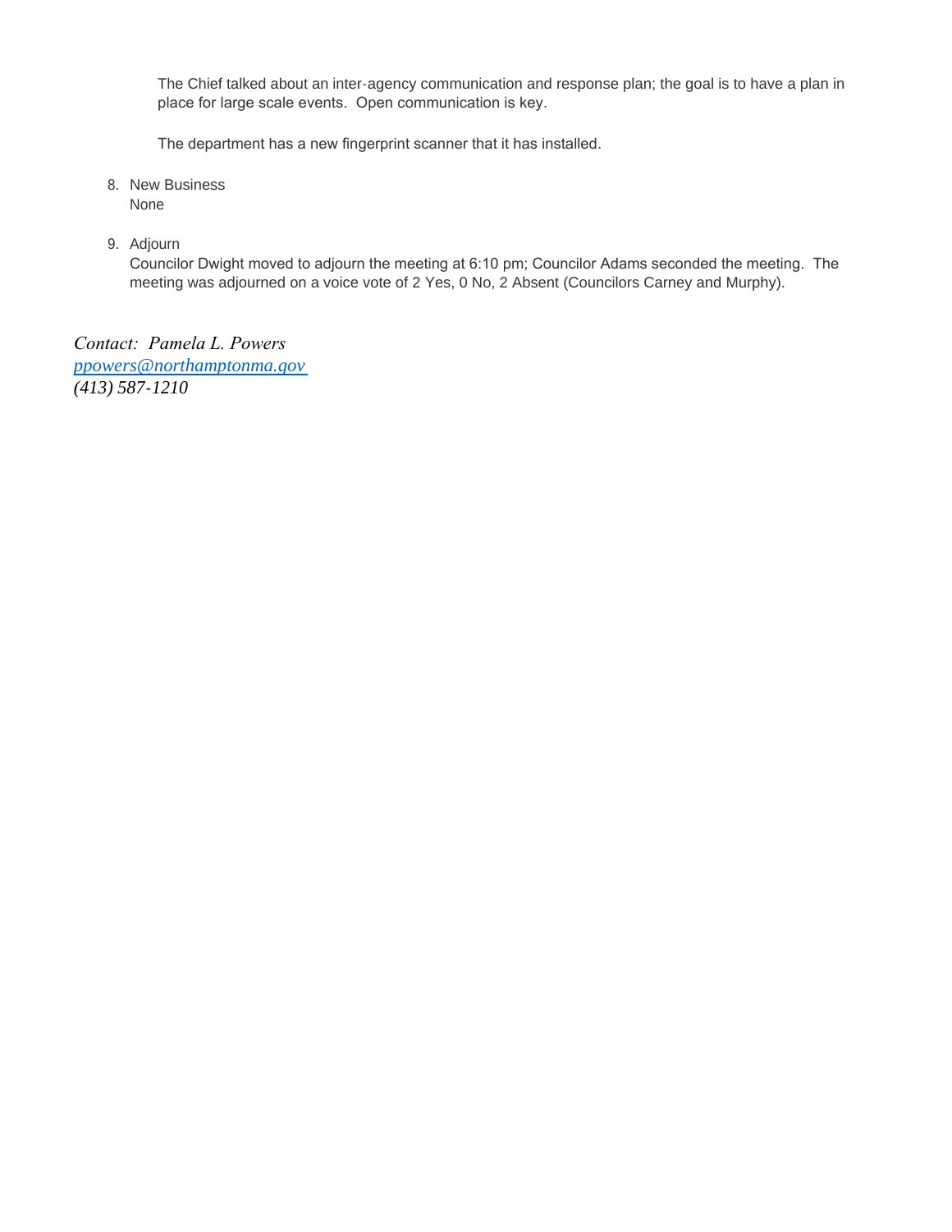The Chief talked about an inter-agency communication and response plan; the goal is to have a plan in place for large scale events. Open communication is key.

The department has a new fingerprint scanner that it has installed.

8. New Business
   None

9. Adjourn
   Councilor Dwight moved to adjourn the meeting at 6:10 pm; Councilor Adams seconded the meeting. The meeting was adjourned on a voice vote of 2 Yes, 0 No, 2 Absent (Councilors Carney and Murphy).

*Contact: Pamela L. Powers*
*ppowers@northamptonma.gov*
*(413) 587-1210*